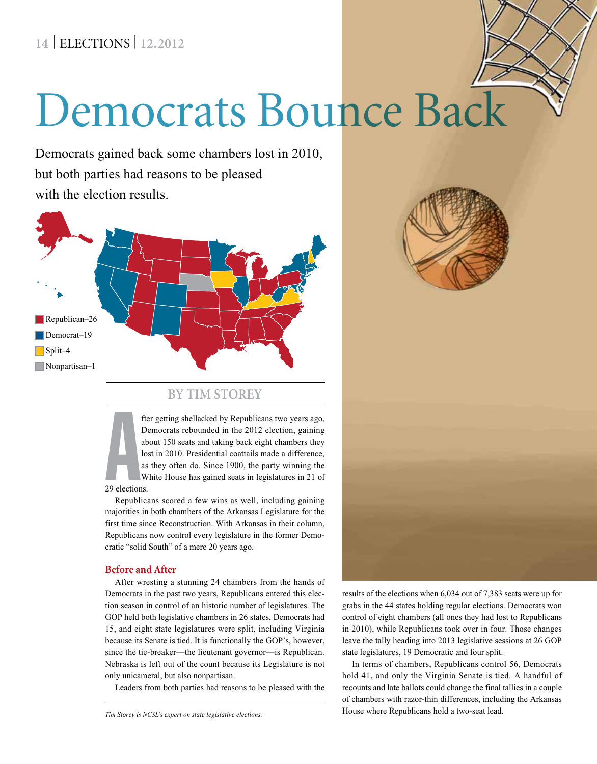# Democrats Bounce Back

Democrats gained back some chambers lost in 2010, but both parties had reasons to be pleased with the election results.

Republican–26
Democrat–19
Split–4
Nonpartisan–1

BY TIM STOREY

After getting shellacked by Republicans two years ago, Democrats rebounded in the 2012 election, gaining about 150 seats and taking back eight chambers they lost in 2010. Presidential coattails made a difference, as they often do. Since 1900, the party winning the White House has gained seats in legislatures in 21 of 29 elections.

Republicans scored a few wins as well, including gaining majorities in both chambers of the Arkansas Legislature for the first time since Reconstruction. With Arkansas in their column, Republicans now control every legislature in the former Democratic "solid South" of a mere 20 years ago.

### Before and After

After wresting a stunning 24 chambers from the hands of Democrats in the past two years, Republicans entered this election season in control of an historic number of legislatures. The GOP held both legislative chambers in 26 states, Democrats had 15, and eight state legislatures were split, including Virginia because its Senate is tied. It is functionally the GOP's, however, since the tie-breaker—the lieutenant governor—is Republican. Nebraska is left out of the count because its Legislature is not only unicameral, but also nonpartisan.

Leaders from both parties had reasons to be pleased with the results of the elections when 6,034 out of 7,383 seats were up for grabs in the 44 states holding regular elections. Democrats won control of eight chambers (all ones they had lost to Republicans in 2010), while Republicans took over in four. Those changes leave the tally heading into 2013 legislative sessions at 26 GOP state legislatures, 19 Democratic and four split.

In terms of chambers, Republicans control 56, Democrats hold 41, and only the Virginia Senate is tied. A handful of recounts and late ballots could change the final tallies in a couple of chambers with razor-thin differences, including the Arkansas House where Republicans hold a two-seat lead.

*Tim Storey is NCSL's expert on state legislative elections.*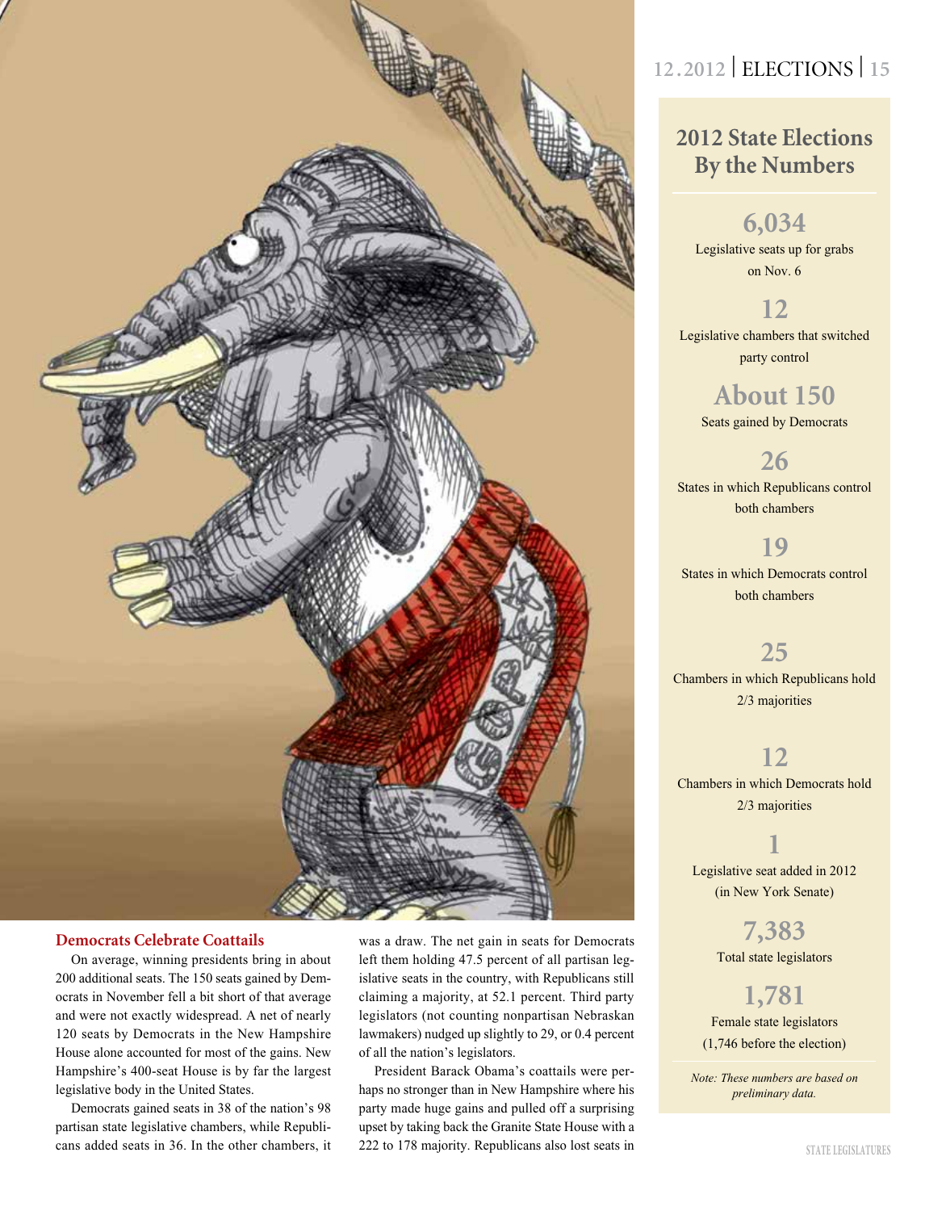## Democrats Celebrate Coattails

On average, winning presidents bring in about 200 additional seats. The 150 seats gained by Democrats in November fell a bit short of that average and were not exactly widespread. A net of nearly 120 seats by Democrats in the New Hampshire House alone accounted for most of the gains. New Hampshire's 400-seat House is by far the largest legislative body in the United States.

Democrats gained seats in 38 of the nation's 98 partisan state legislative chambers, while Republicans added seats in 36. In the other chambers, it was a draw. The net gain in seats for Democrats left them holding 47.5 percent of all partisan legislative seats in the country, with Republicans still claiming a majority, at 52.1 percent. Third party legislators (not counting nonpartisan Nebraskan lawmakers) nudged up slightly to 29, or 0.4 percent of all the nation's legislators.

President Barack Obama's coattails were perhaps no stronger than in New Hampshire where his party made huge gains and pulled off a surprising upset by taking back the Granite State House with a 222 to 178 majority. Republicans also lost seats in

## 2012 State Elections By the Numbers

**6,034**
Legislative seats up for grabs on Nov. 6

**12**
Legislative chambers that switched party control

**About 150**
Seats gained by Democrats

**26**
States in which Republicans control both chambers

**19**
States in which Democrats control both chambers

**25**
Chambers in which Republicans hold 2/3 majorities

**12**
Chambers in which Democrats hold 2/3 majorities

**1**
Legislative seat added in 2012 (in New York Senate)

**7,383**
Total state legislators

**1,781**
Female state legislators (1,746 before the election)

*Note: These numbers are based on preliminary data.*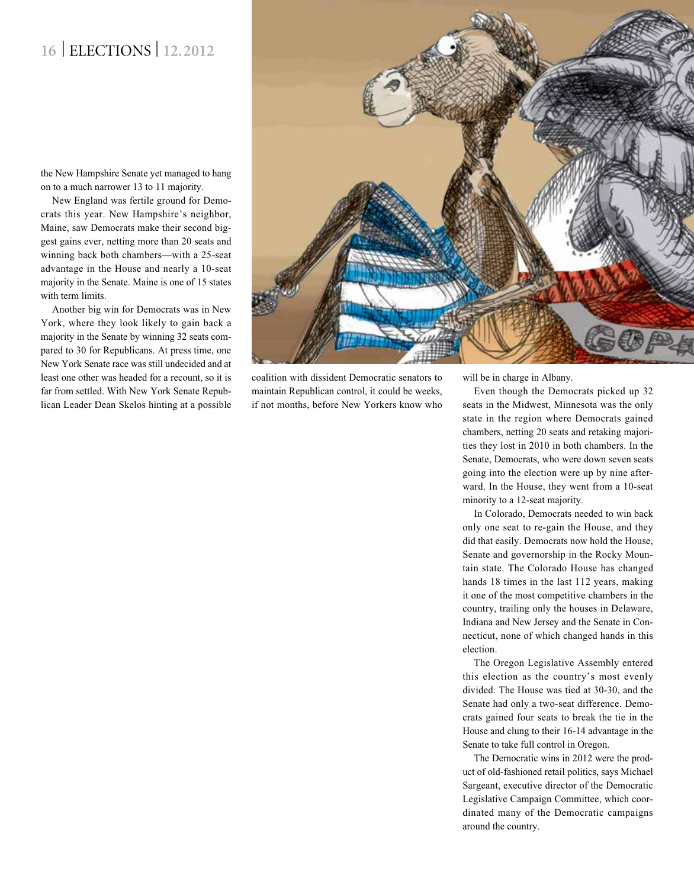the New Hampshire Senate yet managed to hang on to a much narrower 13 to 11 majority.

New England was fertile ground for Democrats this year. New Hampshire's neighbor, Maine, saw Democrats make their second biggest gains ever, netting more than 20 seats and winning back both chambers—with a 25-seat advantage in the House and nearly a 10-seat majority in the Senate. Maine is one of 15 states with term limits.

Another big win for Democrats was in New York, where they look likely to gain back a majority in the Senate by winning 32 seats compared to 30 for Republicans. At press time, one New York Senate race was still undecided and at least one other was headed for a recount, so it is far from settled. With New York Senate Republican Leader Dean Skelos hinting at a possible coalition with dissident Democratic senators to maintain Republican control, it could be weeks, if not months, before New Yorkers know who will be in charge in Albany.

Even though the Democrats picked up 32 seats in the Midwest, Minnesota was the only state in the region where Democrats gained chambers, netting 20 seats and retaking majorities they lost in 2010 in both chambers. In the Senate, Democrats, who were down seven seats going into the election were up by nine afterward. In the House, they went from a 10-seat minority to a 12-seat majority.

In Colorado, Democrats needed to win back only one seat to re-gain the House, and they did that easily. Democrats now hold the House, Senate and governorship in the Rocky Mountain state. The Colorado House has changed hands 18 times in the last 112 years, making it one of the most competitive chambers in the country, trailing only the houses in Delaware, Indiana and New Jersey and the Senate in Connecticut, none of which changed hands in this election.

The Oregon Legislative Assembly entered this election as the country's most evenly divided. The House was tied at 30-30, and the Senate had only a two-seat difference. Democrats gained four seats to break the tie in the House and clung to their 16-14 advantage in the Senate to take full control in Oregon.

The Democratic wins in 2012 were the product of old-fashioned retail politics, says Michael Sargeant, executive director of the Democratic Legislative Campaign Committee, which coordinated many of the Democratic campaigns around the country.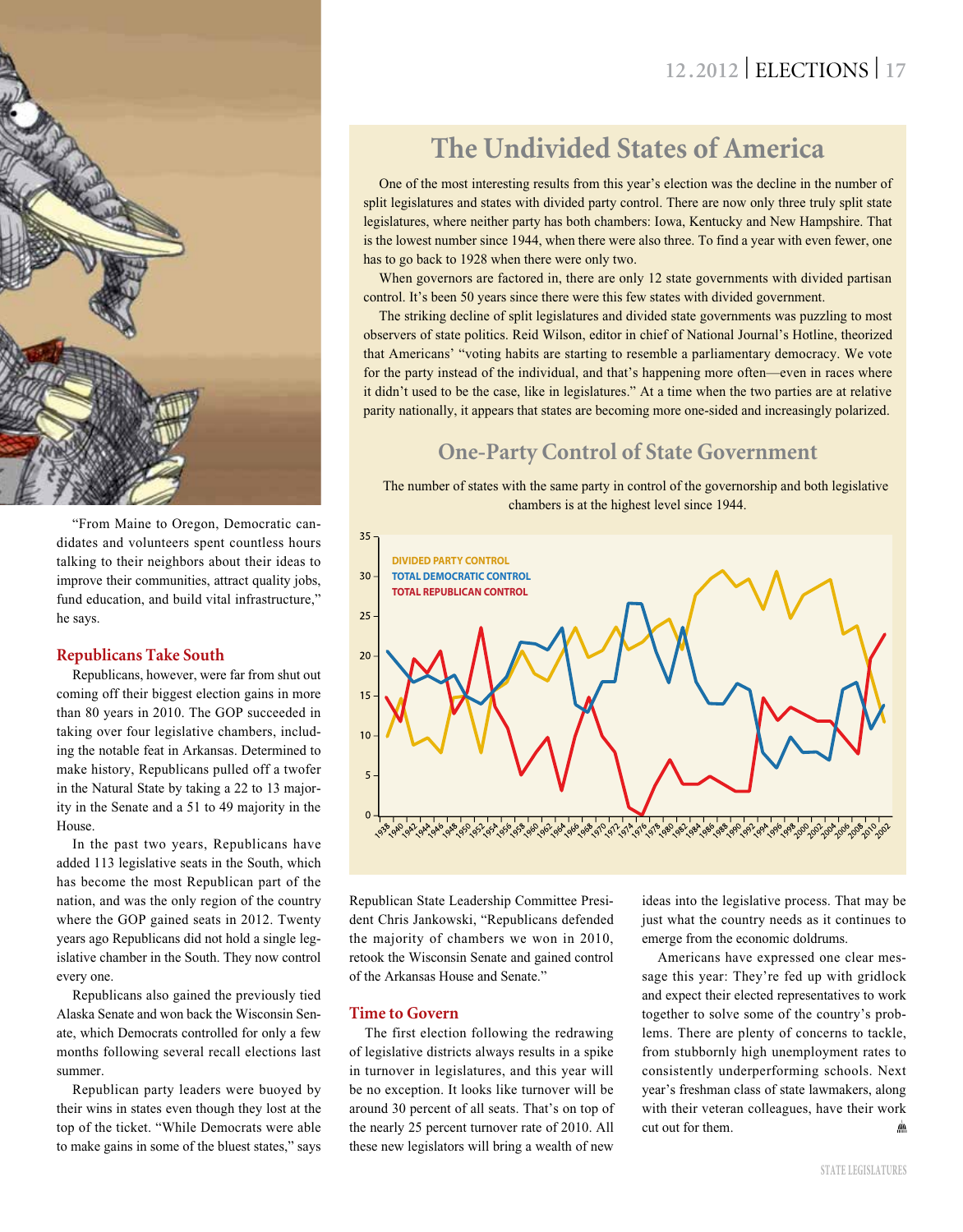"From Maine to Oregon, Democratic candidates and volunteers spent countless hours talking to their neighbors about their ideas to improve their communities, attract quality jobs, fund education, and build vital infrastructure," he says.

### Republicans Take South

Republicans, however, were far from shut out coming off their biggest election gains in more than 80 years in 2010. The GOP succeeded in taking over four legislative chambers, including the notable feat in Arkansas. Determined to make history, Republicans pulled off a twofer in the Natural State by taking a 22 to 13 majority in the Senate and a 51 to 49 majority in the House.

In the past two years, Republicans have added 113 legislative seats in the South, which has become the most Republican part of the nation, and was the only region of the country where the GOP gained seats in 2012. Twenty years ago Republicans did not hold a single legislative chamber in the South. They now control every one.

Republicans also gained the previously tied Alaska Senate and won back the Wisconsin Senate, which Democrats controlled for only a few months following several recall elections last summer.

Republican party leaders were buoyed by their wins in states even though they lost at the top of the ticket. "While Democrats were able to make gains in some of the bluest states," says Republican State Leadership Committee President Chris Jankowski, "Republicans defended the majority of chambers we won in 2010, retook the Wisconsin Senate and gained control of the Arkansas House and Senate."

### Time to Govern

The first election following the redrawing of legislative districts always results in a spike in turnover in legislatures, and this year will be no exception. It looks like turnover will be around 30 percent of all seats. That's on top of the nearly 25 percent turnover rate of 2010. All these new legislators will bring a wealth of new ideas into the legislative process. That may be just what the country needs as it continues to emerge from the economic doldrums.

Americans have expressed one clear message this year: They're fed up with gridlock and expect their elected representatives to work together to solve some of the country's problems. There are plenty of concerns to tackle, from stubbornly high unemployment rates to consistently underperforming schools. Next year's freshman class of state lawmakers, along with their veteran colleagues, have their work cut out for them.

## The Undivided States of America

One of the most interesting results from this year's election was the decline in the number of split legislatures and states with divided party control. There are now only three truly split state legislatures, where neither party has both chambers: Iowa, Kentucky and New Hampshire. That is the lowest number since 1944, when there were also three. To find a year with even fewer, one has to go back to 1928 when there were only two.

When governors are factored in, there are only 12 state governments with divided partisan control. It's been 50 years since there were this few states with divided government.

The striking decline of split legislatures and divided state governments was puzzling to most observers of state politics. Reid Wilson, editor in chief of National Journal's Hotline, theorized that Americans' "voting habits are starting to resemble a parliamentary democracy. We vote for the party instead of the individual, and that's happening more often—even in races where it didn't used to be the case, like in legislatures." At a time when the two parties are at relative parity nationally, it appears that states are becoming more one-sided and increasingly polarized.

### One-Party Control of State Government

The number of states with the same party in control of the governorship and both legislative chambers is at the highest level since 1944.

DIVIDED PARTY CONTROL
TOTAL DEMOCRATIC CONTROL
TOTAL REPUBLICAN CONTROL

0 5 10 15 20 25 30 35

1938 1940 1942 1944 1946 1948 1950 1952 1954 1956 1958 1960 1962 1964 1966 1968 1970 1972 1974 1976 1978 1980 1982 1984 1986 1988 1990 1992 1994 1996 1998 2000 2002 2004 2006 2008 2010 2002